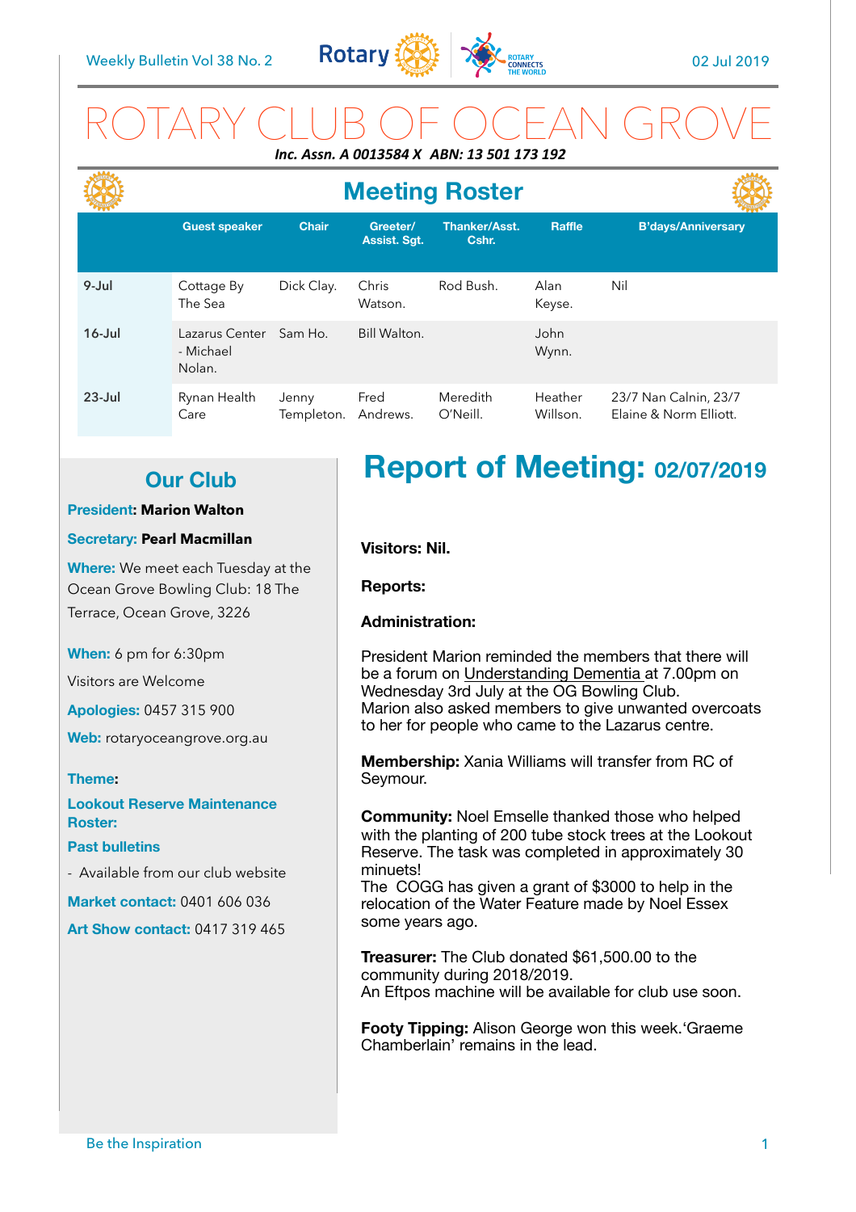Weekly Bulletin Vol 38 No. 2

02 Jul 2019

# ROTARY CLUB OF OCEAN GROVE

***Inc. Assn. A 0013584 X ABN: 13 501 173 192***

## Meeting Roster

| | Guest speaker | Chair | Greeter/ Assist. Sgt. | Thanker/Asst. Cshr. | Raffle | B'days/Anniversary |
|---|---|---|---|---|---|---|
| **9-Jul** | Cottage By The Sea | Dick Clay. | Chris Watson. | Rod Bush. | Alan Keyse. | Nil |
| **16-Jul** | Lazarus Center - Michael Nolan. | Sam Ho. | Bill Walton. | | John Wynn. | |
| **23-Jul** | Rynan Health Care | Jenny Templeton. | Fred Andrews. | Meredith O'Neill. | Heather Willson. | 23/7 Nan Calnin, 23/7 Elaine & Norm Elliott. |

## Our Club

**President: Marion Walton**

**Secretary: Pearl Macmillan**

**Where:** We meet each Tuesday at the Ocean Grove Bowling Club: 18 The Terrace, Ocean Grove, 3226

**When:** 6 pm for 6:30pm

Visitors are Welcome

**Apologies:** 0457 315 900

**Web:** rotaryoceangrove.org.au

**Theme:**

**Lookout Reserve Maintenance Roster:**

**Past bulletins**

- Available from our club website

**Market contact:** 0401 606 036

**Art Show contact:** 0417 319 465

# Report of Meeting: 02/07/2019

**Visitors: Nil.**

**Reports:**

**Administration:**

President Marion reminded the members that there will be a forum on Understanding Dementia at 7.00pm on Wednesday 3rd July at the OG Bowling Club.
Marion also asked members to give unwanted overcoats to her for people who came to the Lazarus centre.

**Membership:** Xania Williams will transfer from RC of Seymour.

**Community:** Noel Emselle thanked those who helped with the planting of 200 tube stock trees at the Lookout Reserve. The task was completed in approximately 30 minuets!
The COGG has given a grant of $3000 to help in the relocation of the Water Feature made by Noel Essex some years ago.

**Treasurer:** The Club donated $61,500.00 to the community during 2018/2019.
An Eftpos machine will be available for club use soon.

**Footy Tipping:** Alison George won this week.'Graeme Chamberlain' remains in the lead.

Be the Inspiration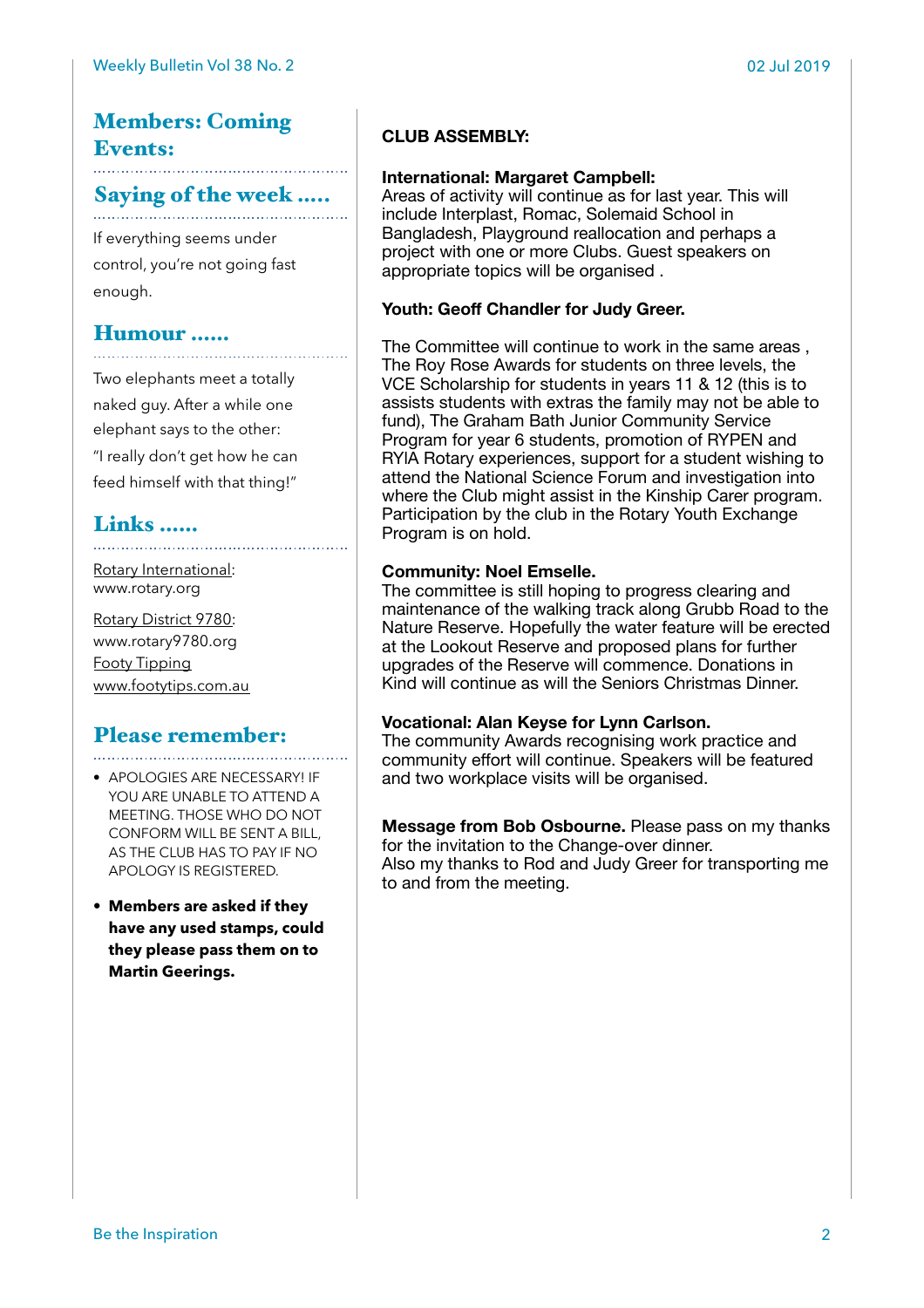## Members: Coming Events:

## Saying of the week .....

If everything seems under control, you're not going fast enough.

## Humour ......

Two elephants meet a totally naked guy. After a while one elephant says to the other: "I really don't get how he can feed himself with that thing!"

## Links ......

Rotary International: www.rotary.org

Rotary District 9780: www.rotary9780.org

Footy Tipping www.footytips.com.au

## Please remember:

- APOLOGIES ARE NECESSARY! IF YOU ARE UNABLE TO ATTEND A MEETING. THOSE WHO DO NOT CONFORM WILL BE SENT A BILL, AS THE CLUB HAS TO PAY IF NO APOLOGY IS REGISTERED.
- **Members are asked if they have any used stamps, could they please pass them on to Martin Geerings.**

**CLUB ASSEMBLY:**

**International: Margaret Campbell:**
Areas of activity will continue as for last year. This will include Interplast, Romac, Solemaid School in Bangladesh, Playground reallocation and perhaps a project with one or more Clubs. Guest speakers on appropriate topics will be organised .

**Youth: Geoff Chandler for Judy Greer.**

The Committee will continue to work in the same areas , The Roy Rose Awards for students on three levels, the VCE Scholarship for students in years 11 & 12 (this is to assists students with extras the family may not be able to fund), The Graham Bath Junior Community Service Program for year 6 students, promotion of RYPEN and RYIA Rotary experiences, support for a student wishing to attend the National Science Forum and investigation into where the Club might assist in the Kinship Carer program. Participation by the club in the Rotary Youth Exchange Program is on hold.

**Community: Noel Emselle.**
The committee is still hoping to progress clearing and maintenance of the walking track along Grubb Road to the Nature Reserve. Hopefully the water feature will be erected at the Lookout Reserve and proposed plans for further upgrades of the Reserve will commence. Donations in Kind will continue as will the Seniors Christmas Dinner.

**Vocational: Alan Keyse for Lynn Carlson.**
The community Awards recognising work practice and community effort will continue. Speakers will be featured and two workplace visits will be organised.

**Message from Bob Osbourne.** Please pass on my thanks for the invitation to the Change-over dinner.
Also my thanks to Rod and Judy Greer for transporting me to and from the meeting.